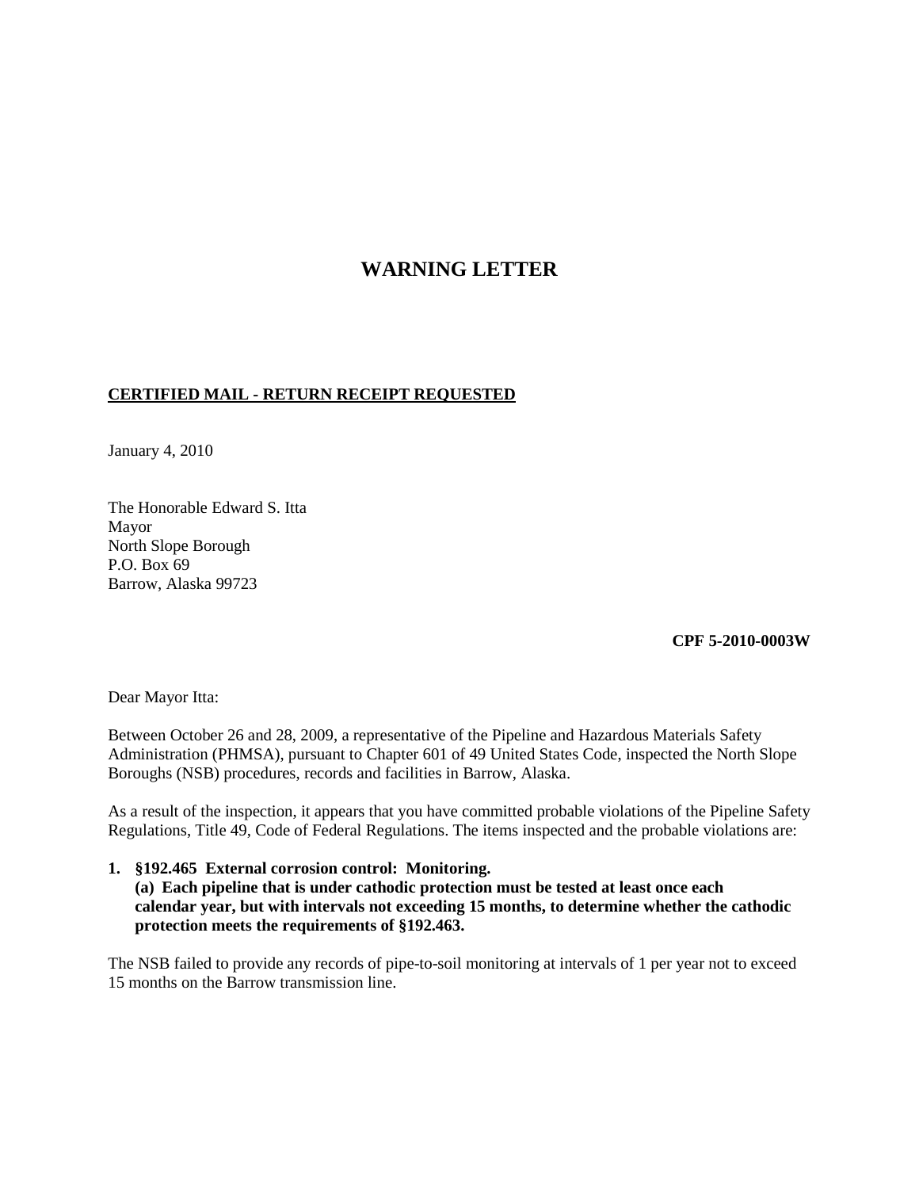# WARNING LETTER

**CERTIFIED MAIL - RETURN RECEIPT REQUESTED**

January 4, 2010

The Honorable Edward S. Itta
Mayor
North Slope Borough
P.O. Box 69
Barrow, Alaska 99723

**CPF 5-2010-0003W**

Dear Mayor Itta:

Between October 26 and 28, 2009, a representative of the Pipeline and Hazardous Materials Safety Administration (PHMSA), pursuant to Chapter 601 of 49 United States Code, inspected the North Slope Boroughs (NSB) procedures, records and facilities in Barrow, Alaska.

As a result of the inspection, it appears that you have committed probable violations of the Pipeline Safety Regulations, Title 49, Code of Federal Regulations. The items inspected and the probable violations are:

1. **§192.465 External corrosion control: Monitoring.**
   **(a) Each pipeline that is under cathodic protection must be tested at least once each calendar year, but with intervals not exceeding 15 months, to determine whether the cathodic protection meets the requirements of §192.463.**

The NSB failed to provide any records of pipe-to-soil monitoring at intervals of 1 per year not to exceed 15 months on the Barrow transmission line.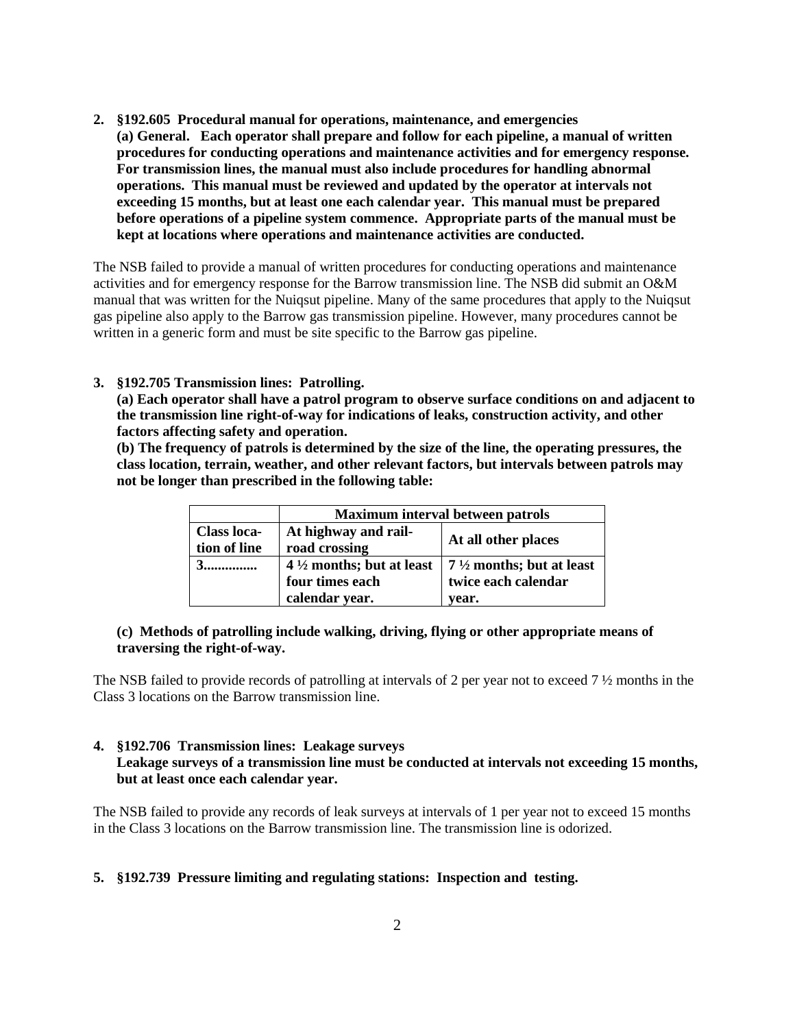**2. §192.605 Procedural manual for operations, maintenance, and emergencies**
**(a) General. Each operator shall prepare and follow for each pipeline, a manual of written procedures for conducting operations and maintenance activities and for emergency response. For transmission lines, the manual must also include procedures for handling abnormal operations. This manual must be reviewed and updated by the operator at intervals not exceeding 15 months, but at least one each calendar year. This manual must be prepared before operations of a pipeline system commence. Appropriate parts of the manual must be kept at locations where operations and maintenance activities are conducted.**

The NSB failed to provide a manual of written procedures for conducting operations and maintenance activities and for emergency response for the Barrow transmission line. The NSB did submit an O&M manual that was written for the Nuiqsut pipeline. Many of the same procedures that apply to the Nuiqsut gas pipeline also apply to the Barrow gas transmission pipeline. However, many procedures cannot be written in a generic form and must be site specific to the Barrow gas pipeline.

**3. §192.705 Transmission lines: Patrolling.**
**(a) Each operator shall have a patrol program to observe surface conditions on and adjacent to the transmission line right-of-way for indications of leaks, construction activity, and other factors affecting safety and operation.**
**(b) The frequency of patrols is determined by the size of the line, the operating pressures, the class location, terrain, weather, and other relevant factors, but intervals between patrols may not be longer than prescribed in the following table:**

| | **Maximum interval between patrols** | |
|---|---|---|
| **Class location of line** | **At highway and railroad crossing** | **At all other places** |
| **3..............** | **4 ½ months; but at least four times each calendar year.** | **7 ½ months; but at least twice each calendar year.** |

**(c) Methods of patrolling include walking, driving, flying or other appropriate means of traversing the right-of-way.**

The NSB failed to provide records of patrolling at intervals of 2 per year not to exceed 7 ½ months in the Class 3 locations on the Barrow transmission line.

**4. §192.706 Transmission lines: Leakage surveys**
**Leakage surveys of a transmission line must be conducted at intervals not exceeding 15 months, but at least once each calendar year.**

The NSB failed to provide any records of leak surveys at intervals of 1 per year not to exceed 15 months in the Class 3 locations on the Barrow transmission line. The transmission line is odorized.

**5. §192.739 Pressure limiting and regulating stations: Inspection and testing.**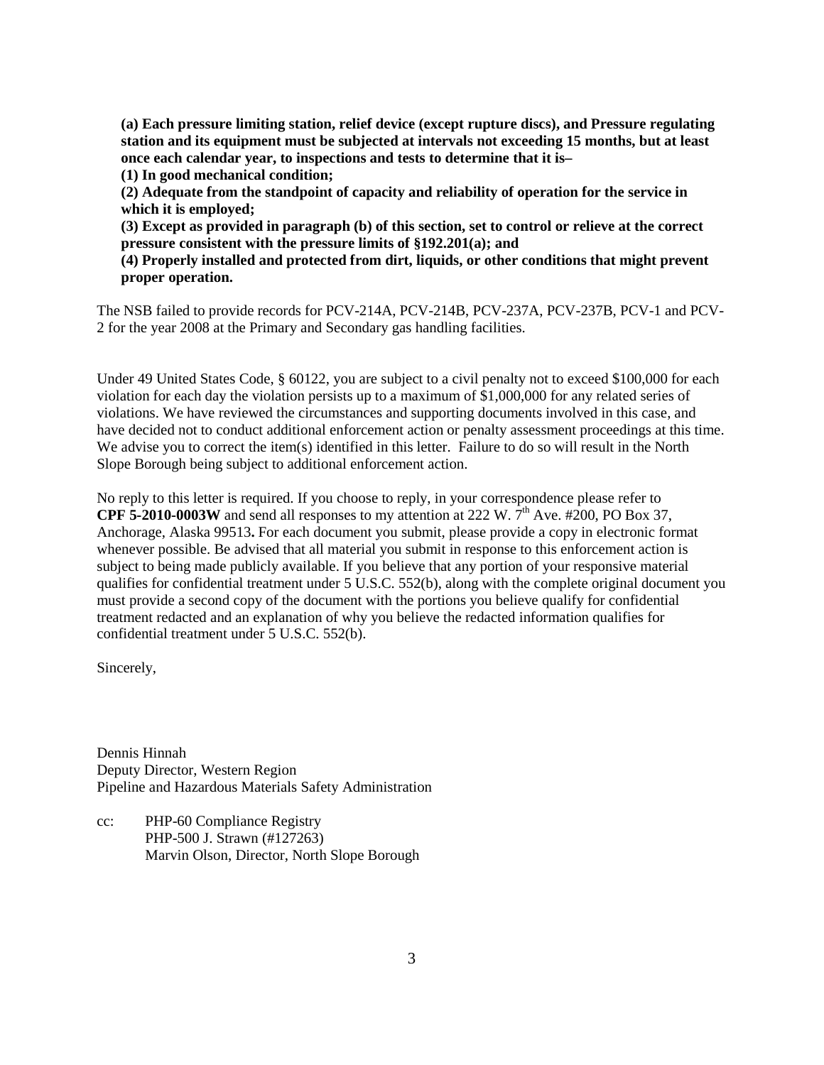**(a) Each pressure limiting station, relief device (except rupture discs), and Pressure regulating station and its equipment must be subjected at intervals not exceeding 15 months, but at least once each calendar year, to inspections and tests to determine that it is–**

**(1) In good mechanical condition;**

**(2) Adequate from the standpoint of capacity and reliability of operation for the service in which it is employed;**

**(3) Except as provided in paragraph (b) of this section, set to control or relieve at the correct pressure consistent with the pressure limits of §192.201(a); and**

**(4) Properly installed and protected from dirt, liquids, or other conditions that might prevent proper operation.**

The NSB failed to provide records for PCV-214A, PCV-214B, PCV-237A, PCV-237B, PCV-1 and PCV-2 for the year 2008 at the Primary and Secondary gas handling facilities.

Under 49 United States Code, § 60122, you are subject to a civil penalty not to exceed $100,000 for each violation for each day the violation persists up to a maximum of $1,000,000 for any related series of violations. We have reviewed the circumstances and supporting documents involved in this case, and have decided not to conduct additional enforcement action or penalty assessment proceedings at this time. We advise you to correct the item(s) identified in this letter. Failure to do so will result in the North Slope Borough being subject to additional enforcement action.

No reply to this letter is required. If you choose to reply, in your correspondence please refer to **CPF 5-2010-0003W** and send all responses to my attention at 222 W. 7th Ave. #200, PO Box 37, Anchorage, Alaska 99513**.** For each document you submit, please provide a copy in electronic format whenever possible. Be advised that all material you submit in response to this enforcement action is subject to being made publicly available. If you believe that any portion of your responsive material qualifies for confidential treatment under 5 U.S.C. 552(b), along with the complete original document you must provide a second copy of the document with the portions you believe qualify for confidential treatment redacted and an explanation of why you believe the redacted information qualifies for confidential treatment under 5 U.S.C. 552(b).

Sincerely,

Dennis Hinnah
Deputy Director, Western Region
Pipeline and Hazardous Materials Safety Administration

cc: PHP-60 Compliance Registry
PHP-500 J. Strawn (#127263)
Marvin Olson, Director, North Slope Borough